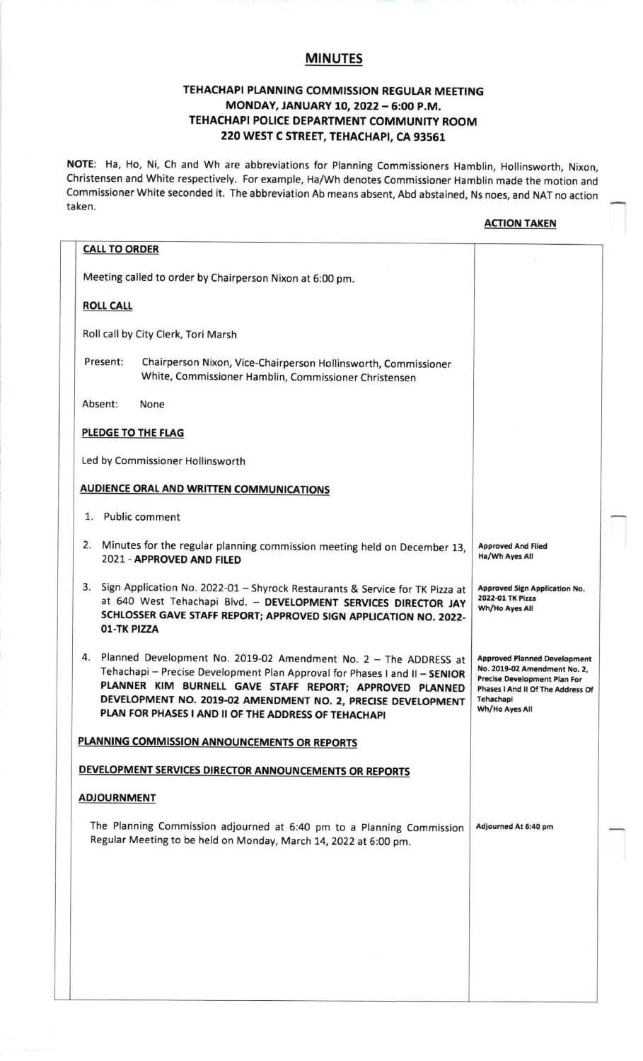# MINUTES

## TEHACHAPI PLANNING COMMISSION REGULAR MEETING
## MONDAY, JANUARY 10, 2022 – 6:00 P.M.
## TEHACHAPI POLICE DEPARTMENT COMMUNITY ROOM
## 220 WEST C STREET, TEHACHAPI, CA 93561

**NOTE**: Ha, Ho, Ni, Ch and Wh are abbreviations for Planning Commissioners Hamblin, Hollinsworth, Nixon, Christensen and White respectively. For example, Ha/Wh denotes Commissioner Hamblin made the motion and Commissioner White seconded it. The abbreviation Ab means absent, Abd abstained, Ns noes, and NAT no action taken.

| | **ACTION TAKEN** |
|---|---|
| **CALL TO ORDER**<br><br>Meeting called to order by Chairperson Nixon at 6:00 pm. | |
| **ROLL CALL**<br><br>Roll call by City Clerk, Tori Marsh<br><br>Present: Chairperson Nixon, Vice-Chairperson Hollinsworth, Commissioner White, Commissioner Hamblin, Commissioner Christensen<br><br>Absent: None | |
| **PLEDGE TO THE FLAG**<br><br>Led by Commissioner Hollinsworth | |
| **AUDIENCE ORAL AND WRITTEN COMMUNICATIONS** | |
| 1. Public comment | |
| 2. Minutes for the regular planning commission meeting held on December 13, 2021 - **APPROVED AND FILED** | **Approved And Filed**<br>**Ha/Wh Ayes All** |
| 3. Sign Application No. 2022-01 – Shyrock Restaurants & Service for TK Pizza at at 640 West Tehachapi Blvd. – **DEVELOPMENT SERVICES DIRECTOR JAY SCHLOSSER GAVE STAFF REPORT; APPROVED SIGN APPLICATION NO. 2022-01-TK PIZZA** | **Approved Sign Application No. 2022-01 TK Pizza**<br>**Wh/Ho Ayes All** |
| 4. Planned Development No. 2019-02 Amendment No. 2 – The ADDRESS at Tehachapi – Precise Development Plan Approval for Phases I and II – **SENIOR PLANNER KIM BURNELL GAVE STAFF REPORT; APPROVED PLANNED DEVELOPMENT NO. 2019-02 AMENDMENT NO. 2, PRECISE DEVELOPMENT PLAN FOR PHASES I AND II OF THE ADDRESS OF TEHACHAPI** | **Approved Planned Development No. 2019-02 Amendment No. 2, Precise Development Plan For Phases I And II Of The Address Of Tehachapi**<br>**Wh/Ho Ayes All** |
| **PLANNING COMMISSION ANNOUNCEMENTS OR REPORTS** | |
| **DEVELOPMENT SERVICES DIRECTOR ANNOUNCEMENTS OR REPORTS** | |
| **ADJOURNMENT**<br><br>The Planning Commission adjourned at 6:40 pm to a Planning Commission Regular Meeting to be held on Monday, March 14, 2022 at 6:00 pm. | **Adjourned At 6:40 pm** |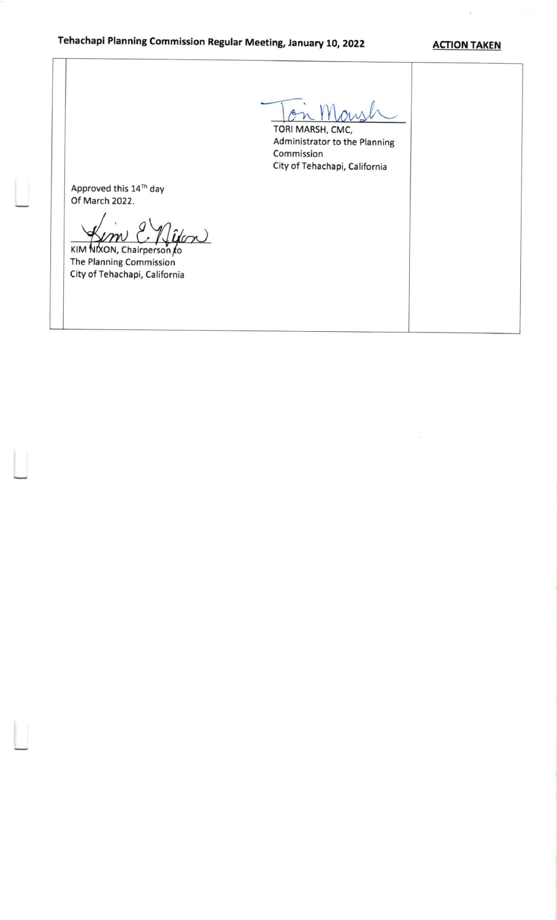Tori Marsh

TORI MARSH, CMC,
Administrator to the Planning Commission
City of Tehachapi, California

Approved this 14[Th] day
Of March 2022.

Kim E. Nixon

KIM NIXON, Chairperson to
The Planning Commission
City of Tehachapi, California